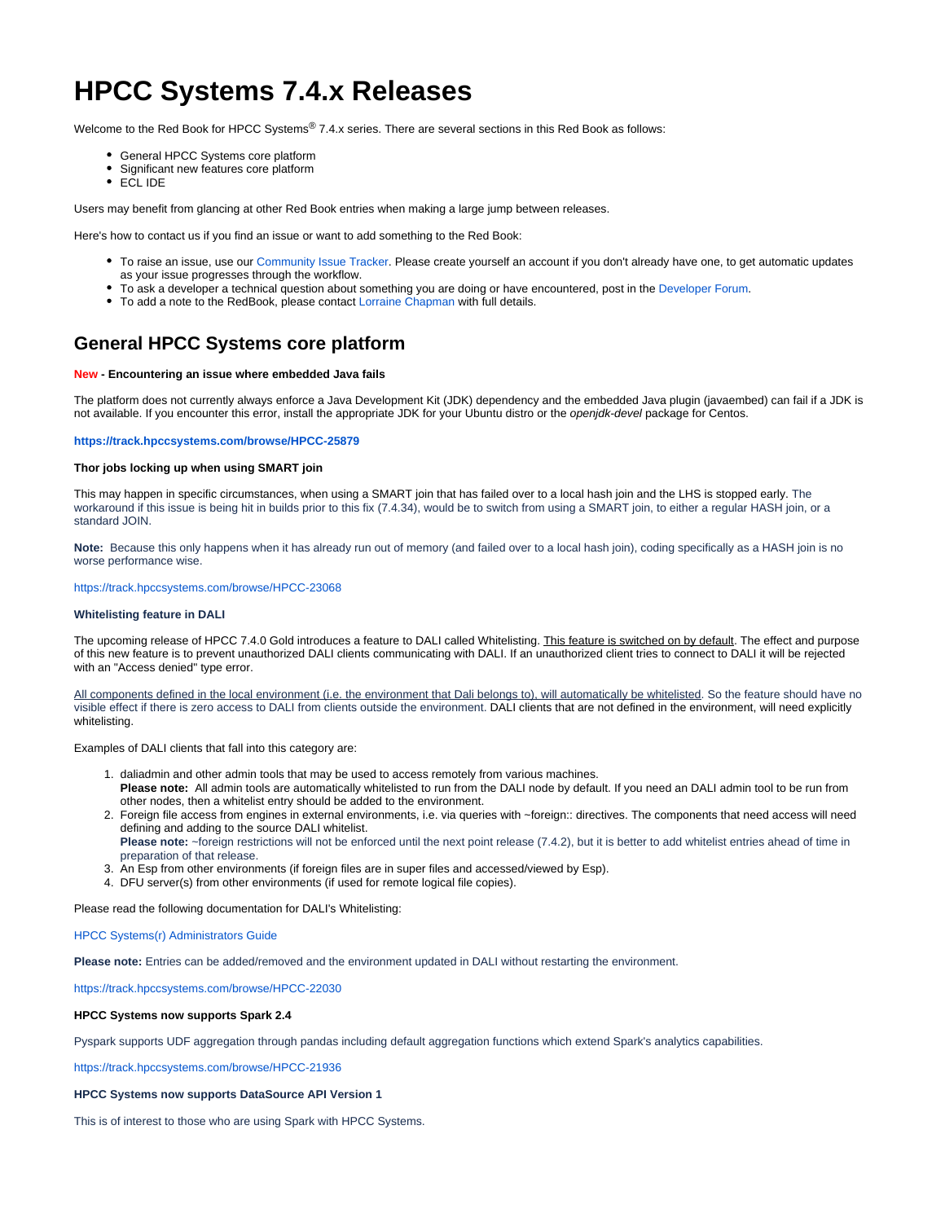# HPCC Systems 7.4.x Releases

Welcome to the Red Book for HPCC Systems® 7.4.x series. There are several sections in this Red Book as follows:

- General HPCC Systems core platform
- Significant new features core platform
- ECL IDE

Users may benefit from glancing at other Red Book entries when making a large jump between releases.

Here's how to contact us if you find an issue or want to add something to the Red Book:

- To raise an issue, use our Community Issue Tracker. Please create yourself an account if you don't already have one, to get automatic updates as your issue progresses through the workflow.
- To ask a developer a technical question about something you are doing or have encountered, post in the Developer Forum.
- To add a note to the RedBook, please contact Lorraine Chapman with full details.

## General HPCC Systems core platform

**New - Encountering an issue where embedded Java fails**

The platform does not currently always enforce a Java Development Kit (JDK) dependency and the embedded Java plugin (javaembed) can fail if a JDK is not available. If you encounter this error, install the appropriate JDK for your Ubuntu distro or the *openjdk-devel* package for Centos.

**https://track.hpccsystems.com/browse/HPCC-25879**

**Thor jobs locking up when using SMART join**

This may happen in specific circumstances, when using a SMART join that has failed over to a local hash join and the LHS is stopped early. The workaround if this issue is being hit in builds prior to this fix (7.4.34), would be to switch from using a SMART join, to either a regular HASH join, or a standard JOIN.

**Note:** Because this only happens when it has already run out of memory (and failed over to a local hash join), coding specifically as a HASH join is no worse performance wise.

https://track.hpccsystems.com/browse/HPCC-23068

**Whitelisting feature in DALI**

The upcoming release of HPCC 7.4.0 Gold introduces a feature to DALI called Whitelisting. This feature is switched on by default. The effect and purpose of this new feature is to prevent unauthorized DALI clients communicating with DALI. If an unauthorized client tries to connect to DALI it will be rejected with an "Access denied" type error.

All components defined in the local environment (i.e. the environment that Dali belongs to), will automatically be whitelisted. So the feature should have no visible effect if there is zero access to DALI from clients outside the environment. DALI clients that are not defined in the environment, will need explicitly whitelisting.

Examples of DALI clients that fall into this category are:

1. daliadmin and other admin tools that may be used to access remotely from various machines.
   **Please note:** All admin tools are automatically whitelisted to run from the DALI node by default. If you need an DALI admin tool to be run from other nodes, then a whitelist entry should be added to the environment.
2. Foreign file access from engines in external environments, i.e. via queries with ~foreign:: directives. The components that need access will need defining and adding to the source DALI whitelist.
   **Please note:** ~foreign restrictions will not be enforced until the next point release (7.4.2), but it is better to add whitelist entries ahead of time in preparation of that release.
3. An Esp from other environments (if foreign files are in super files and accessed/viewed by Esp).
4. DFU server(s) from other environments (if used for remote logical file copies).

Please read the following documentation for DALI's Whitelisting:

HPCC Systems(r) Administrators Guide

**Please note:** Entries can be added/removed and the environment updated in DALI without restarting the environment.

https://track.hpccsystems.com/browse/HPCC-22030

**HPCC Systems now supports Spark 2.4**

Pyspark supports UDF aggregation through pandas including default aggregation functions which extend Spark's analytics capabilities.

https://track.hpccsystems.com/browse/HPCC-21936

**HPCC Systems now supports DataSource API Version 1**

This is of interest to those who are using Spark with HPCC Systems.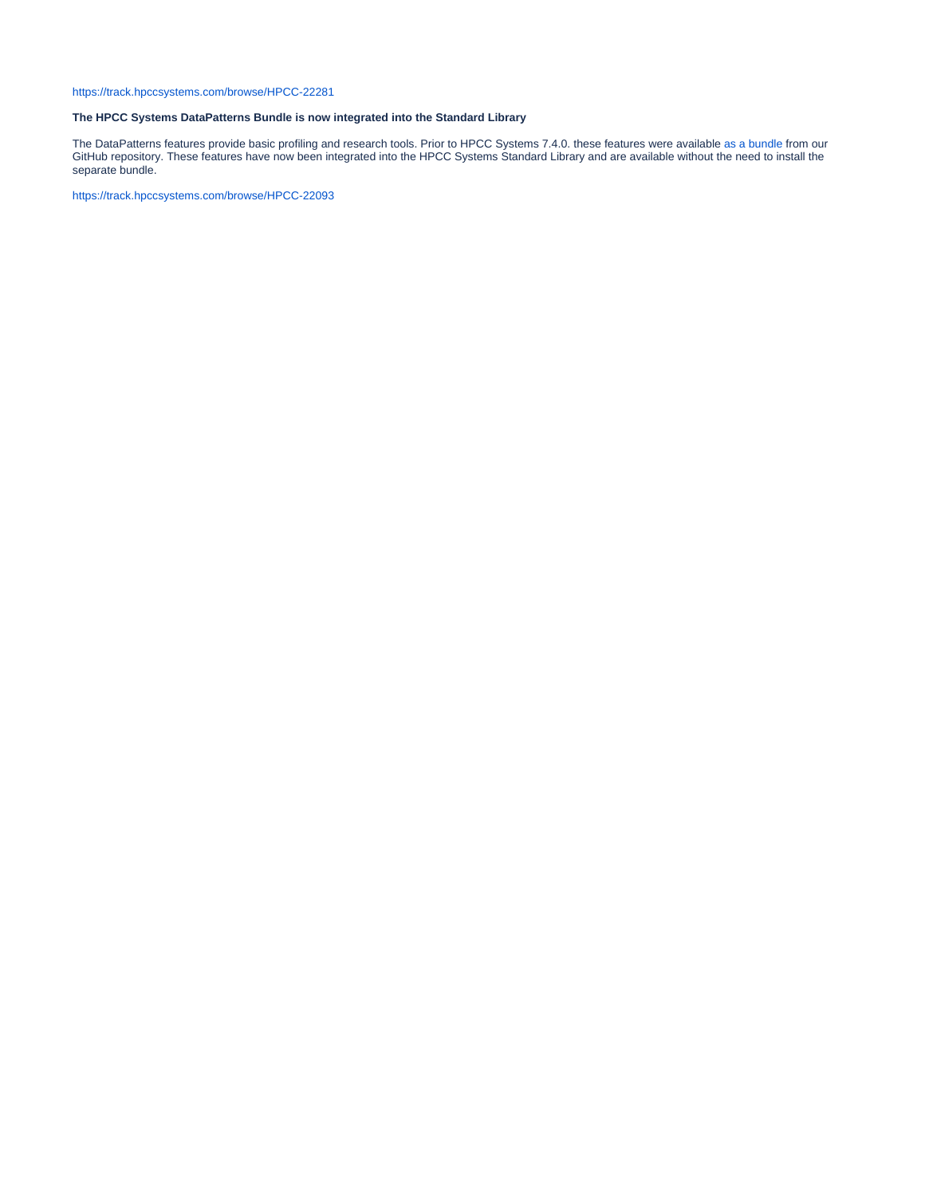https://track.hpccsystems.com/browse/HPCC-22281

**The HPCC Systems DataPatterns Bundle is now integrated into the Standard Library**

The DataPatterns features provide basic profiling and research tools. Prior to HPCC Systems 7.4.0. these features were available as a bundle from our GitHub repository. These features have now been integrated into the HPCC Systems Standard Library and are available without the need to install the separate bundle.

https://track.hpccsystems.com/browse/HPCC-22093